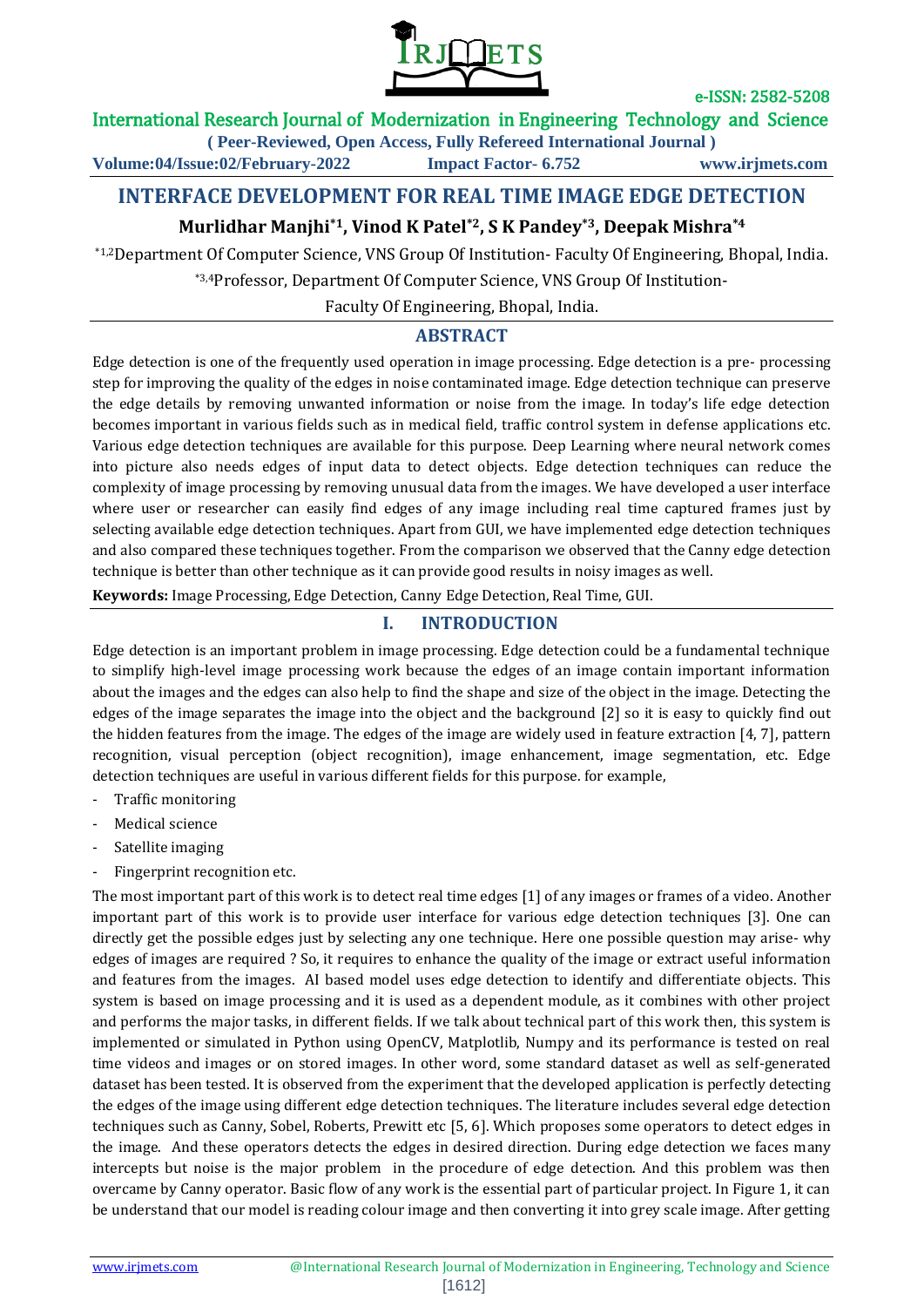# INTERFACE DEVELOPMENT FOR REAL TIME IMAGE EDGE DETECTION

**Murlidhar Manjhi[*1], Vinod K Patel[*2], S K Pandey[*3], Deepak Mishra[*4]**

[*1,2]Department Of Computer Science, VNS Group Of Institution- Faculty Of Engineering, Bhopal, India.

[*3,4]Professor, Department Of Computer Science, VNS Group Of Institution-

Faculty Of Engineering, Bhopal, India.

## ABSTRACT

Edge detection is one of the frequently used operation in image processing. Edge detection is a pre- processing step for improving the quality of the edges in noise contaminated image. Edge detection technique can preserve the edge details by removing unwanted information or noise from the image. In today's life edge detection becomes important in various fields such as in medical field, traffic control system in defense applications etc. Various edge detection techniques are available for this purpose. Deep Learning where neural network comes into picture also needs edges of input data to detect objects. Edge detection techniques can reduce the complexity of image processing by removing unusual data from the images. We have developed a user interface where user or researcher can easily find edges of any image including real time captured frames just by selecting available edge detection techniques. Apart from GUI, we have implemented edge detection techniques and also compared these techniques together. From the comparison we observed that the Canny edge detection technique is better than other technique as it can provide good results in noisy images as well.

**Keywords:** Image Processing, Edge Detection, Canny Edge Detection, Real Time, GUI.

## I. INTRODUCTION

Edge detection is an important problem in image processing. Edge detection could be a fundamental technique to simplify high-level image processing work because the edges of an image contain important information about the images and the edges can also help to find the shape and size of the object in the image. Detecting the edges of the image separates the image into the object and the background [2] so it is easy to quickly find out the hidden features from the image. The edges of the image are widely used in feature extraction [4, 7], pattern recognition, visual perception (object recognition), image enhancement, image segmentation, etc. Edge detection techniques are useful in various different fields for this purpose. for example,

- Traffic monitoring
- Medical science
- Satellite imaging
- Fingerprint recognition etc.

The most important part of this work is to detect real time edges [1] of any images or frames of a video. Another important part of this work is to provide user interface for various edge detection techniques [3]. One can directly get the possible edges just by selecting any one technique. Here one possible question may arise- why edges of images are required ? So, it requires to enhance the quality of the image or extract useful information and features from the images. AI based model uses edge detection to identify and differentiate objects. This system is based on image processing and it is used as a dependent module, as it combines with other project and performs the major tasks, in different fields. If we talk about technical part of this work then, this system is implemented or simulated in Python using OpenCV, Matplotlib, Numpy and its performance is tested on real time videos and images or on stored images. In other word, some standard dataset as well as self-generated dataset has been tested. It is observed from the experiment that the developed application is perfectly detecting the edges of the image using different edge detection techniques. The literature includes several edge detection techniques such as Canny, Sobel, Roberts, Prewitt etc [5, 6]. Which proposes some operators to detect edges in the image. And these operators detects the edges in desired direction. During edge detection we faces many intercepts but noise is the major problem in the procedure of edge detection. And this problem was then overcame by Canny operator. Basic flow of any work is the essential part of particular project. In Figure 1, it can be understand that our model is reading colour image and then converting it into grey scale image. After getting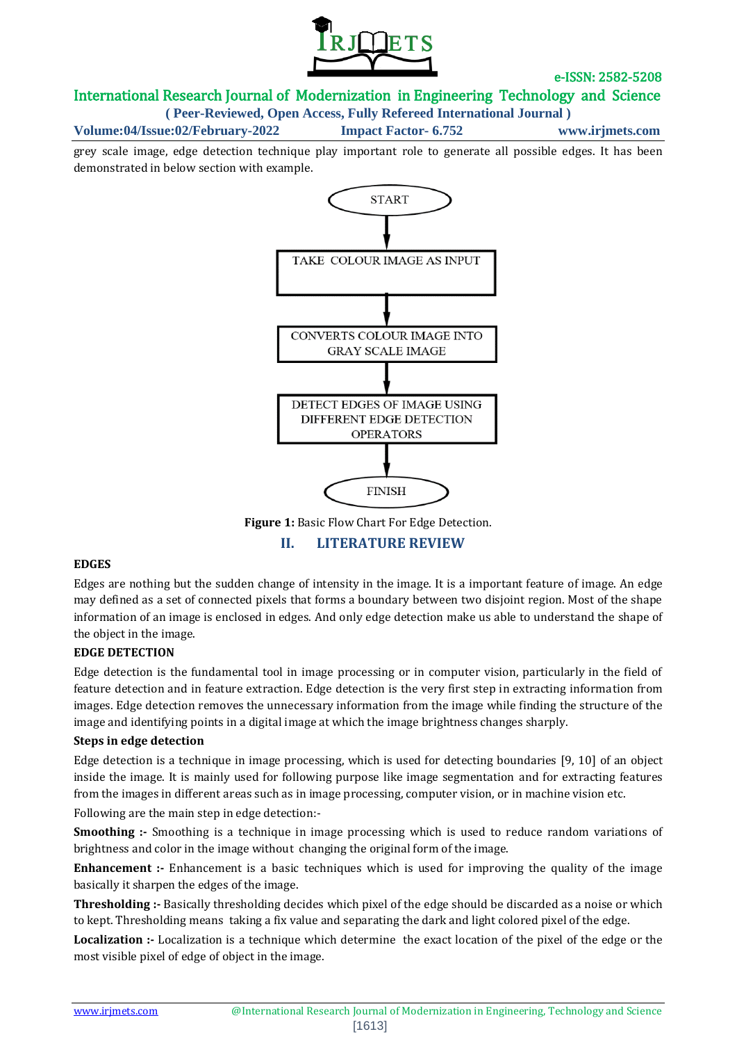grey scale image, edge detection technique play important role to generate all possible edges. It has been demonstrated in below section with example.

START

TAKE COLOUR IMAGE AS INPUT

CONVERTS COLOUR IMAGE INTO GRAY SCALE IMAGE

DETECT EDGES OF IMAGE USING DIFFERENT EDGE DETECTION OPERATORS

FINISH

**Figure 1:** Basic Flow Chart For Edge Detection.

## II. LITERATURE REVIEW

**EDGES**

Edges are nothing but the sudden change of intensity in the image. It is a important feature of image. An edge may defined as a set of connected pixels that forms a boundary between two disjoint region. Most of the shape information of an image is enclosed in edges. And only edge detection make us able to understand the shape of the object in the image.

**EDGE DETECTION**

Edge detection is the fundamental tool in image processing or in computer vision, particularly in the field of feature detection and in feature extraction. Edge detection is the very first step in extracting information from images. Edge detection removes the unnecessary information from the image while finding the structure of the image and identifying points in a digital image at which the image brightness changes sharply.

**Steps in edge detection**

Edge detection is a technique in image processing, which is used for detecting boundaries [9, 10] of an object inside the image. It is mainly used for following purpose like image segmentation and for extracting features from the images in different areas such as in image processing, computer vision, or in machine vision etc.

Following are the main step in edge detection:-

**Smoothing :-** Smoothing is a technique in image processing which is used to reduce random variations of brightness and color in the image without changing the original form of the image.

**Enhancement :-** Enhancement is a basic techniques which is used for improving the quality of the image basically it sharpen the edges of the image.

**Thresholding :-** Basically thresholding decides which pixel of the edge should be discarded as a noise or which to kept. Thresholding means taking a fix value and separating the dark and light colored pixel of the edge.

**Localization :-** Localization is a technique which determine the exact location of the pixel of the edge or the most visible pixel of edge of object in the image.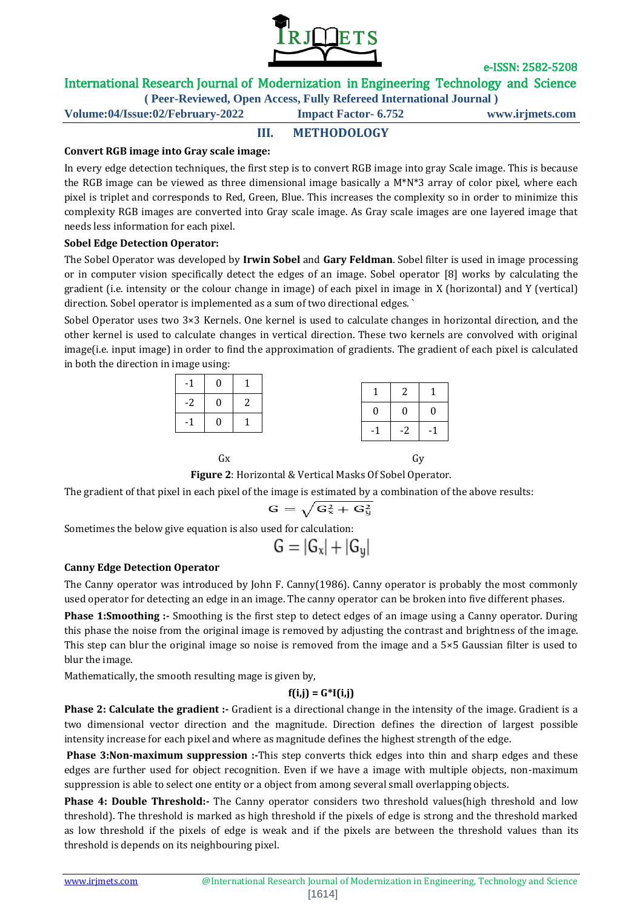## III. METHODOLOGY

**Convert RGB image into Gray scale image:**

In every edge detection techniques, the first step is to convert RGB image into gray Scale image. This is because the RGB image can be viewed as three dimensional image basically a M*N*3 array of color pixel, where each pixel is triplet and corresponds to Red, Green, Blue. This increases the complexity so in order to minimize this complexity RGB images are converted into Gray scale image. As Gray scale images are one layered image that needs less information for each pixel.

**Sobel Edge Detection Operator:**

The Sobel Operator was developed by **Irwin Sobel** and **Gary Feldman**. Sobel filter is used in image processing or in computer vision specifically detect the edges of an image. Sobel operator [8] works by calculating the gradient (i.e. intensity or the colour change in image) of each pixel in image in X (horizontal) and Y (vertical) direction. Sobel operator is implemented as a sum of two directional edges. `

Sobel Operator uses two 3×3 Kernels. One kernel is used to calculate changes in horizontal direction, and the other kernel is used to calculate changes in vertical direction. These two kernels are convolved with original image(i.e. input image) in order to find the approximation of gradients. The gradient of each pixel is calculated in both the direction in image using:

| -1 | 0 | 1 |
|---|---|---|
| -2 | 0 | 2 |
| -1 | 0 | 1 |

Gx

| 1 | 2 | 1 |
|---|---|---|
| 0 | 0 | 0 |
| -1 | -2 | -1 |

Gy

**Figure 2**: Horizontal & Vertical Masks Of Sobel Operator.

The gradient of that pixel in each pixel of the image is estimated by a combination of the above results:

$$G = \sqrt{G_x^2 + G_y^2}$$

Sometimes the below give equation is also used for calculation:

$$G = |G_x| + |G_y|$$

**Canny Edge Detection Operator**

The Canny operator was introduced by John F. Canny(1986). Canny operator is probably the most commonly used operator for detecting an edge in an image. The canny operator can be broken into five different phases.

**Phase 1:Smoothing :-** Smoothing is the first step to detect edges of an image using a Canny operator. During this phase the noise from the original image is removed by adjusting the contrast and brightness of the image. This step can blur the original image so noise is removed from the image and a 5×5 Gaussian filter is used to blur the image.

Mathematically, the smooth resulting mage is given by,

$$f(i,j) = G*I(i,j)$$

**Phase 2: Calculate the gradient :-** Gradient is a directional change in the intensity of the image. Gradient is a two dimensional vector direction and the magnitude. Direction defines the direction of largest possible intensity increase for each pixel and where as magnitude defines the highest strength of the edge.

**Phase 3:Non-maximum suppression :-**This step converts thick edges into thin and sharp edges and these edges are further used for object recognition. Even if we have a image with multiple objects, non-maximum suppression is able to select one entity or a object from among several small overlapping objects.

**Phase 4: Double Threshold:-** The Canny operator considers two threshold values(high threshold and low threshold). The threshold is marked as high threshold if the pixels of edge is strong and the threshold marked as low threshold if the pixels of edge is weak and if the pixels are between the threshold values than its threshold is depends on its neighbouring pixel.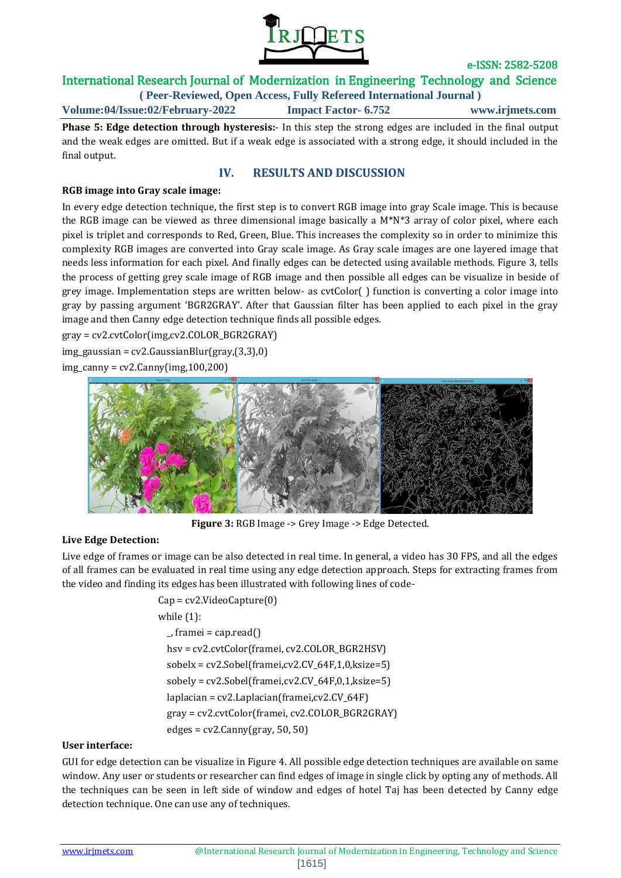**Phase 5: Edge detection through hysteresis:**- In this step the strong edges are included in the final output and the weak edges are omitted. But if a weak edge is associated with a strong edge, it should included in the final output.

## IV. RESULTS AND DISCUSSION

**RGB image into Gray scale image:**

In every edge detection technique, the first step is to convert RGB image into gray Scale image. This is because the RGB image can be viewed as three dimensional image basically a M*N*3 array of color pixel, where each pixel is triplet and corresponds to Red, Green, Blue. This increases the complexity so in order to minimize this complexity RGB images are converted into Gray scale image. As Gray scale images are one layered image that needs less information for each pixel. And finally edges can be detected using available methods. Figure 3, tells the process of getting grey scale image of RGB image and then possible all edges can be visualize in beside of grey image. Implementation steps are written below- as cvtColor( ) function is converting a color image into gray by passing argument 'BGR2GRAY'. After that Gaussian filter has been applied to each pixel in the gray image and then Canny edge detection technique finds all possible edges.

```
gray = cv2.cvtColor(img,cv2.COLOR_BGR2GRAY)
img_gaussian = cv2.GaussianBlur(gray,(3,3),0)
img_canny = cv2.Canny(img,100,200)
```

**Figure 3:** RGB Image -> Grey Image -> Edge Detected.

**Live Edge Detection:**

Live edge of frames or image can be also detected in real time. In general, a video has 30 FPS, and all the edges of all frames can be evaluated in real time using any edge detection approach. Steps for extracting frames from the video and finding its edges has been illustrated with following lines of code-

```
Cap = cv2.VideoCapture(0)
while (1):
  _, framei = cap.read()
  hsv = cv2.cvtColor(framei, cv2.COLOR_BGR2HSV)
  sobelx = cv2.Sobel(framei,cv2.CV_64F,1,0,ksize=5)
  sobely = cv2.Sobel(framei,cv2.CV_64F,0,1,ksize=5)
  laplacian = cv2.Laplacian(framei,cv2.CV_64F)
  gray = cv2.cvtColor(framei, cv2.COLOR_BGR2GRAY)
  edges = cv2.Canny(gray, 50, 50)
```

**User interface:**

GUI for edge detection can be visualize in Figure 4. All possible edge detection techniques are available on same window. Any user or students or researcher can find edges of image in single click by opting any of methods. All the techniques can be seen in left side of window and edges of hotel Taj has been detected by Canny edge detection technique. One can use any of techniques.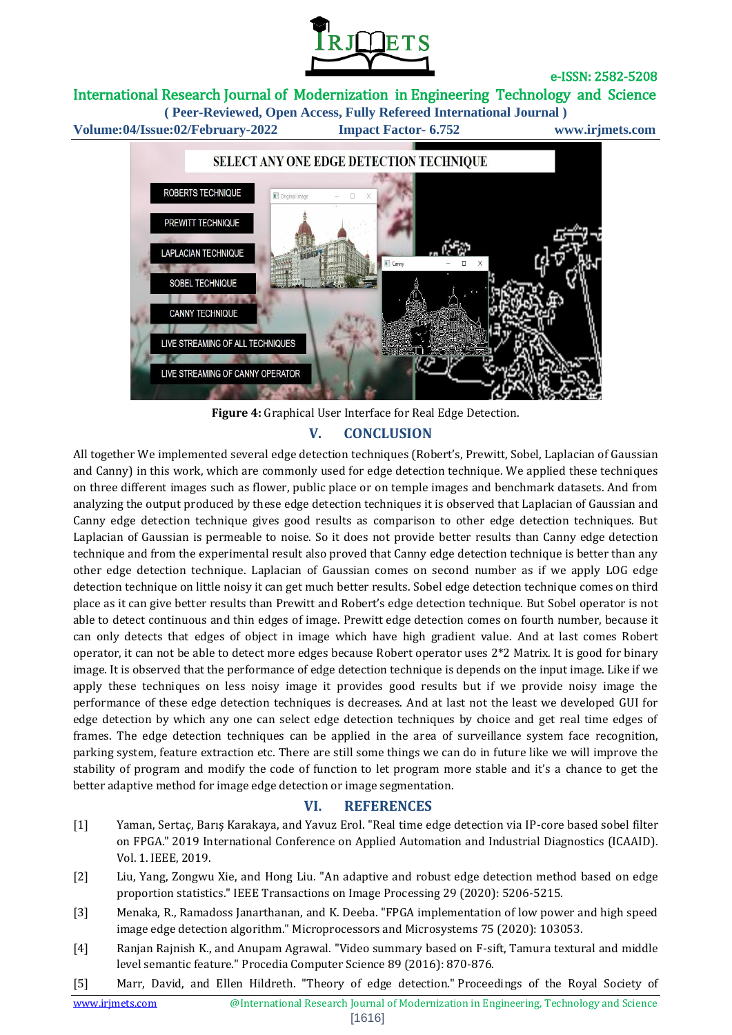**Figure 4:** Graphical User Interface for Real Edge Detection.

## V. CONCLUSION

All together We implemented several edge detection techniques (Robert's, Prewitt, Sobel, Laplacian of Gaussian and Canny) in this work, which are commonly used for edge detection technique. We applied these techniques on three different images such as flower, public place or on temple images and benchmark datasets. And from analyzing the output produced by these edge detection techniques it is observed that Laplacian of Gaussian and Canny edge detection technique gives good results as comparison to other edge detection techniques. But Laplacian of Gaussian is permeable to noise. So it does not provide better results than Canny edge detection technique and from the experimental result also proved that Canny edge detection technique is better than any other edge detection technique. Laplacian of Gaussian comes on second number as if we apply LOG edge detection technique on little noisy it can get much better results. Sobel edge detection technique comes on third place as it can give better results than Prewitt and Robert's edge detection technique. But Sobel operator is not able to detect continuous and thin edges of image. Prewitt edge detection comes on fourth number, because it can only detects that edges of object in image which have high gradient value. And at last comes Robert operator, it can not be able to detect more edges because Robert operator uses 2*2 Matrix. It is good for binary image. It is observed that the performance of edge detection technique is depends on the input image. Like if we apply these techniques on less noisy image it provides good results but if we provide noisy image the performance of these edge detection techniques is decreases. And at last not the least we developed GUI for edge detection by which any one can select edge detection techniques by choice and get real time edges of frames. The edge detection techniques can be applied in the area of surveillance system face recognition, parking system, feature extraction etc. There are still some things we can do in future like we will improve the stability of program and modify the code of function to let program more stable and it's a chance to get the better adaptive method for image edge detection or image segmentation.

## VI. REFERENCES

[1] Yaman, Sertaç, Barış Karakaya, and Yavuz Erol. "Real time edge detection via IP-core based sobel filter on FPGA." 2019 International Conference on Applied Automation and Industrial Diagnostics (ICAAID). Vol. 1. IEEE, 2019.

[2] Liu, Yang, Zongwu Xie, and Hong Liu. "An adaptive and robust edge detection method based on edge proportion statistics." IEEE Transactions on Image Processing 29 (2020): 5206-5215.

[3] Menaka, R., Ramadoss Janarthanan, and K. Deeba. "FPGA implementation of low power and high speed image edge detection algorithm." Microprocessors and Microsystems 75 (2020): 103053.

[4] Ranjan Rajnish K., and Anupam Agrawal. "Video summary based on F-sift, Tamura textural and middle level semantic feature." Procedia Computer Science 89 (2016): 870-876.

[5] Marr, David, and Ellen Hildreth. "Theory of edge detection." Proceedings of the Royal Society of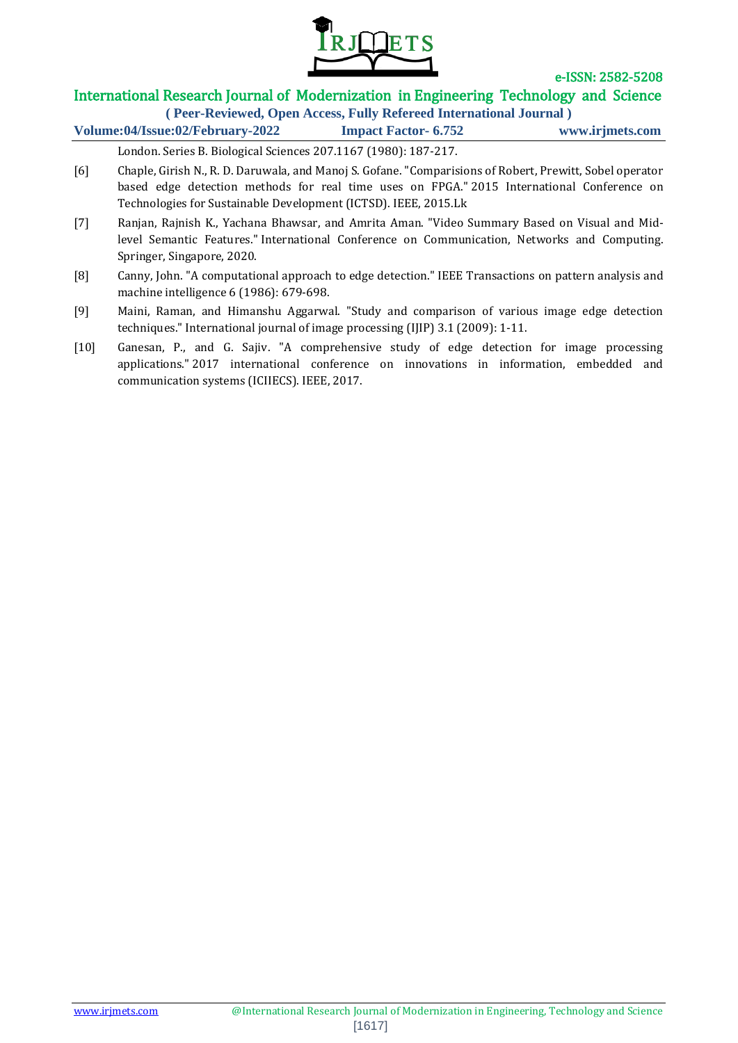London. Series B. Biological Sciences 207.1167 (1980): 187-217.

[6] Chaple, Girish N., R. D. Daruwala, and Manoj S. Gofane. "Comparisions of Robert, Prewitt, Sobel operator based edge detection methods for real time uses on FPGA." 2015 International Conference on Technologies for Sustainable Development (ICTSD). IEEE, 2015.Lk

[7] Ranjan, Rajnish K., Yachana Bhawsar, and Amrita Aman. "Video Summary Based on Visual and Mid-level Semantic Features." International Conference on Communication, Networks and Computing. Springer, Singapore, 2020.

[8] Canny, John. "A computational approach to edge detection." IEEE Transactions on pattern analysis and machine intelligence 6 (1986): 679-698.

[9] Maini, Raman, and Himanshu Aggarwal. "Study and comparison of various image edge detection techniques." International journal of image processing (IJIP) 3.1 (2009): 1-11.

[10] Ganesan, P., and G. Sajiv. "A comprehensive study of edge detection for image processing applications." 2017 international conference on innovations in information, embedded and communication systems (ICIIECS). IEEE, 2017.